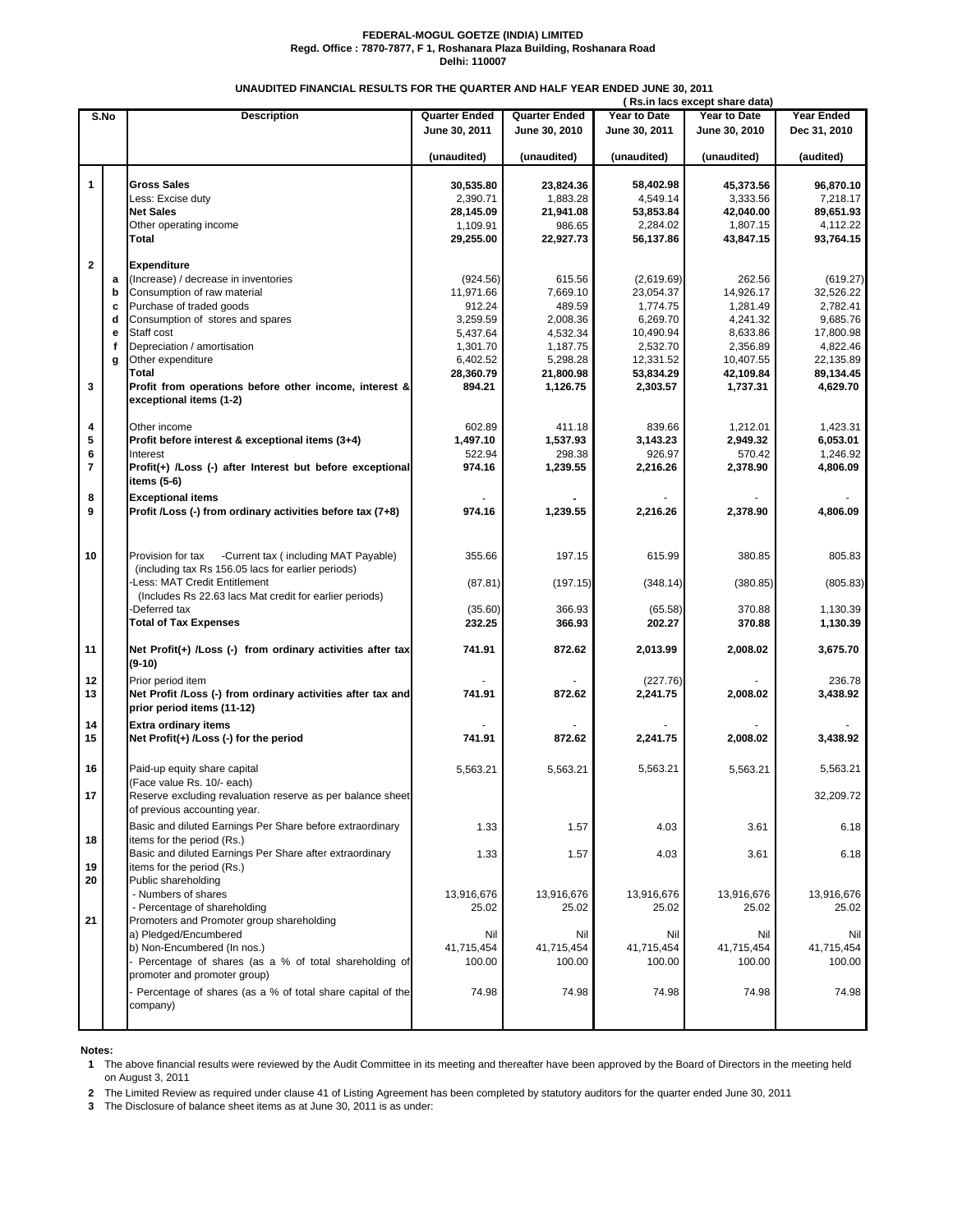**FEDERAL-MOGUL GOETZE (INDIA) LIMITED**
**Regd. Office : 7870-7877, F 1, Roshanara Plaza Building, Roshanara Road**
**Delhi: 110007**

**UNAUDITED FINANCIAL RESULTS FOR THE QUARTER AND HALF YEAR ENDED JUNE 30, 2011**

( Rs.in lacs except share data)

| S.No | | Description | Quarter Ended June 30, 2011 (unaudited) | Quarter Ended June 30, 2010 (unaudited) | Year to Date June 30, 2011 (unaudited) | Year to Date June 30, 2010 (unaudited) | Year Ended Dec 31, 2010 (audited) |
|---|---|---|---|---|---|---|---|
| 1 | | **Gross Sales** | **30,535.80** | **23,824.36** | **58,402.98** | **45,373.56** | **96,870.10** |
| | | Less: Excise duty | 2,390.71 | 1,883.28 | 4,549.14 | 3,333.56 | 7,218.17 |
| | | **Net Sales** | **28,145.09** | **21,941.08** | **53,853.84** | **42,040.00** | **89,651.93** |
| | | Other operating income | 1,109.91 | 986.65 | 2,284.02 | 1,807.15 | 4,112.22 |
| | | **Total** | **29,255.00** | **22,927.73** | **56,137.86** | **43,847.15** | **93,764.15** |
| 2 | | **Expenditure** | | | | | |
| | a | (Increase) / decrease in inventories | (924.56) | 615.56 | (2,619.69) | 262.56 | (619.27) |
| | b | Consumption of raw material | 11,971.66 | 7,669.10 | 23,054.37 | 14,926.17 | 32,526.22 |
| | c | Purchase of traded goods | 912.24 | 489.59 | 1,774.75 | 1,281.49 | 2,782.41 |
| | d | Consumption of stores and spares | 3,259.59 | 2,008.36 | 6,269.70 | 4,241.32 | 9,685.76 |
| | e | Staff cost | 5,437.64 | 4,532.34 | 10,490.94 | 8,633.86 | 17,800.98 |
| | f | Depreciation / amortisation | 1,301.70 | 1,187.75 | 2,532.70 | 2,356.89 | 4,822.46 |
| | g | Other expenditure | 6,402.52 | 5,298.28 | 12,331.52 | 10,407.55 | 22,135.89 |
| | | **Total** | **28,360.79** | **21,800.98** | **53,834.29** | **42,109.84** | **89,134.45** |
| 3 | | **Profit from operations before other income, interest & exceptional items (1-2)** | **894.21** | **1,126.75** | **2,303.57** | **1,737.31** | **4,629.70** |
| 4 | | Other income | 602.89 | 411.18 | 839.66 | 1,212.01 | 1,423.31 |
| 5 | | **Profit before interest & exceptional items (3+4)** | **1,497.10** | **1,537.93** | **3,143.23** | **2,949.32** | **6,053.01** |
| 6 | | Interest | 522.94 | 298.38 | 926.97 | 570.42 | 1,246.92 |
| 7 | | **Profit(+) /Loss (-) after Interest but before exceptional items (5-6)** | **974.16** | **1,239.55** | **2,216.26** | **2,378.90** | **4,806.09** |
| 8 | | **Exceptional items** | - | - | - | - | - |
| 9 | | **Profit /Loss (-) from ordinary activities before tax (7+8)** | **974.16** | **1,239.55** | **2,216.26** | **2,378.90** | **4,806.09** |
| 10 | | Provision for tax -Current tax ( including MAT Payable) (including tax Rs 156.05 lacs for earlier periods) | 355.66 | 197.15 | 615.99 | 380.85 | 805.83 |
| | | -Less: MAT Credit Entitlement (Includes Rs 22.63 lacs Mat credit for earlier periods) | (87.81) | (197.15) | (348.14) | (380.85) | (805.83) |
| | | -Deferred tax | (35.60) | 366.93 | (65.58) | 370.88 | 1,130.39 |
| | | **Total of Tax Expenses** | **232.25** | **366.93** | **202.27** | **370.88** | **1,130.39** |
| 11 | | **Net Profit(+) /Loss (-) from ordinary activities after tax (9-10)** | **741.91** | **872.62** | **2,013.99** | **2,008.02** | **3,675.70** |
| 12 | | Prior period item | - | - | (227.76) | - | 236.78 |
| 13 | | **Net Profit /Loss (-) from ordinary activities after tax and prior period items (11-12)** | **741.91** | **872.62** | **2,241.75** | **2,008.02** | **3,438.92** |
| 14 | | **Extra ordinary items** | - | - | - | - | - |
| 15 | | **Net Profit(+) /Loss (-) for the period** | **741.91** | **872.62** | **2,241.75** | **2,008.02** | **3,438.92** |
| 16 | | Paid-up equity share capital (Face value Rs. 10/- each) | 5,563.21 | 5,563.21 | 5,563.21 | 5,563.21 | 5,563.21 |
| 17 | | Reserve excluding revaluation reserve as per balance sheet of previous accounting year. | | | | | 32,209.72 |
| 18 | | Basic and diluted Earnings Per Share before extraordinary items for the period (Rs.) | 1.33 | 1.57 | 4.03 | 3.61 | 6.18 |
| 19 | | Basic and diluted Earnings Per Share after extraordinary items for the period (Rs.) | 1.33 | 1.57 | 4.03 | 3.61 | 6.18 |
| 20 | | Public shareholding | | | | | |
| | | - Numbers of shares | 13,916,676 | 13,916,676 | 13,916,676 | 13,916,676 | 13,916,676 |
| | | - Percentage of shareholding | 25.02 | 25.02 | 25.02 | 25.02 | 25.02 |
| 21 | | Promoters and Promoter group shareholding | | | | | |
| | | a) Pledged/Encumbered | Nil | Nil | Nil | Nil | Nil |
| | | b) Non-Encumbered (In nos.) | 41,715,454 | 41,715,454 | 41,715,454 | 41,715,454 | 41,715,454 |
| | | - Percentage of shares (as a % of total shareholding of promoter and promoter group) | 100.00 | 100.00 | 100.00 | 100.00 | 100.00 |
| | | - Percentage of shares (as a % of total share capital of the company) | 74.98 | 74.98 | 74.98 | 74.98 | 74.98 |

**Notes:**

1. The above financial results were reviewed by the Audit Committee in its meeting and thereafter have been approved by the Board of Directors in the meeting held on August 3, 2011
2. The Limited Review as required under clause 41 of Listing Agreement has been completed by statutory auditors for the quarter ended June 30, 2011
3. The Disclosure of balance sheet items as at June 30, 2011 is as under: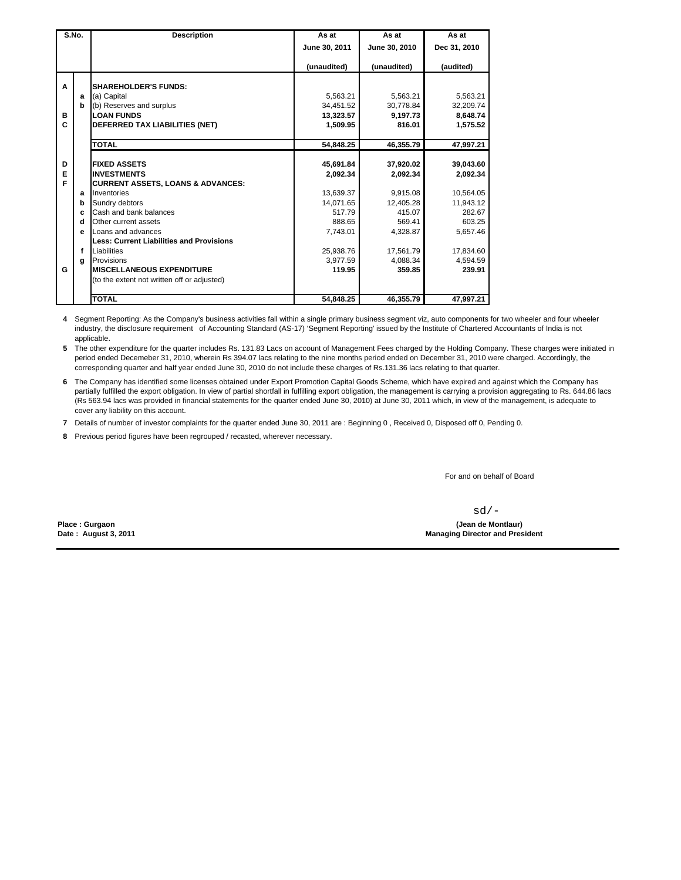| S.No. | | Description | As at June 30, 2011 (unaudited) | As at June 30, 2010 (unaudited) | As at Dec 31, 2010 (audited) |
|---|---|---|---|---|---|
| A | | **SHAREHOLDER'S FUNDS:** | | | |
| | a | (a) Capital | 5,563.21 | 5,563.21 | 5,563.21 |
| | b | (b) Reserves and surplus | 34,451.52 | 30,778.84 | 32,209.74 |
| B | | **LOAN FUNDS** | **13,323.57** | **9,197.73** | **8,648.74** |
| C | | **DEFERRED TAX LIABILITIES (NET)** | **1,509.95** | **816.01** | **1,575.52** |
| | | **TOTAL** | **54,848.25** | **46,355.79** | **47,997.21** |
| D | | **FIXED ASSETS** | **45,691.84** | **37,920.02** | **39,043.60** |
| E | | **INVESTMENTS** | **2,092.34** | **2,092.34** | **2,092.34** |
| F | | **CURRENT ASSETS, LOANS & ADVANCES:** | | | |
| | a | Inventories | 13,639.37 | 9,915.08 | 10,564.05 |
| | b | Sundry debtors | 14,071.65 | 12,405.28 | 11,943.12 |
| | c | Cash and bank balances | 517.79 | 415.07 | 282.67 |
| | d | Other current assets | 888.65 | 569.41 | 603.25 |
| | e | Loans and advances | 7,743.01 | 4,328.87 | 5,657.46 |
| | | **Less: Current Liabilities and Provisions** | | | |
| | f | Liabilities | 25,938.76 | 17,561.79 | 17,834.60 |
| | g | Provisions | 3,977.59 | 4,088.34 | 4,594.59 |
| G | | **MISCELLANEOUS EXPENDITURE** (to the extent not written off or adjusted) | **119.95** | **359.85** | **239.91** |
| | | **TOTAL** | **54,848.25** | **46,355.79** | **47,997.21** |

4. Segment Reporting: As the Company's business activities fall within a single primary business segment viz, auto components for two wheeler and four wheeler industry, the disclosure requirement of Accounting Standard (AS-17) 'Segment Reporting' issued by the Institute of Chartered Accountants of India is not applicable.

5. The other expenditure for the quarter includes Rs. 131.83 Lacs on account of Management Fees charged by the Holding Company. These charges were initiated in period ended Decemeber 31, 2010, wherein Rs 394.07 lacs relating to the nine months period ended on December 31, 2010 were charged. Accordingly, the corresponding quarter and half year ended June 30, 2010 do not include these charges of Rs.131.36 lacs relating to that quarter.

6. The Company has identified some licenses obtained under Export Promotion Capital Goods Scheme, which have expired and against which the Company has partially fulfilled the export obligation. In view of partial shortfall in fulfilling export obligation, the management is carrying a provision aggregating to Rs. 644.86 lacs (Rs 563.94 lacs was provided in financial statements for the quarter ended June 30, 2010) at June 30, 2011 which, in view of the management, is adequate to cover any liability on this account.

7. Details of number of investor complaints for the quarter ended June 30, 2011 are : Beginning 0 , Received 0, Disposed off 0, Pending 0.

8. Previous period figures have been regrouped / recasted, wherever necessary.

For and on behalf of Board

sd/-

**Place : Gurgaon**
**Date : August 3, 2011**

**(Jean de Montlaur)**
**Managing Director and President**